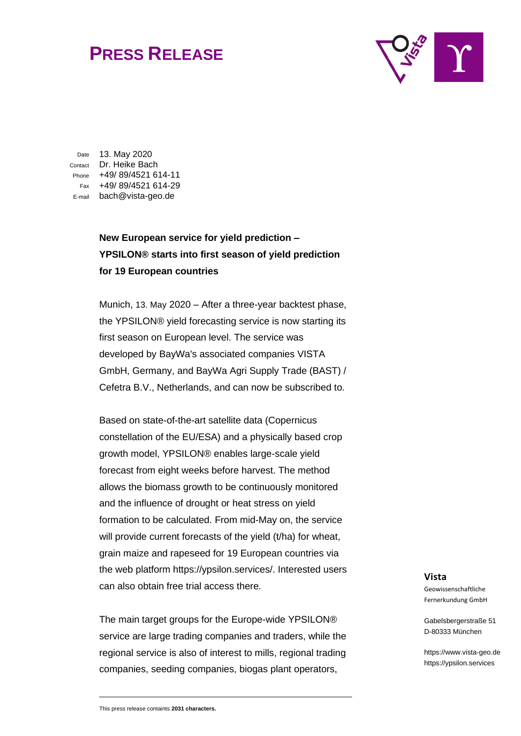# PRESS RELEASE

Date 13. May 2020
Contact Dr. Heike Bach
Phone +49/ 89/4521 614-11
Fax +49/ 89/4521 614-29
E-mail bach@vista-geo.de

**New European service for yield prediction – YPSILON® starts into first season of yield prediction for 19 European countries**

Munich, 13. May 2020 – After a three-year backtest phase, the YPSILON® yield forecasting service is now starting its first season on European level. The service was developed by BayWa's associated companies VISTA GmbH, Germany, and BayWa Agri Supply Trade (BAST) / Cefetra B.V., Netherlands, and can now be subscribed to.

Based on state-of-the-art satellite data (Copernicus constellation of the EU/ESA) and a physically based crop growth model, YPSILON® enables large-scale yield forecast from eight weeks before harvest. The method allows the biomass growth to be continuously monitored and the influence of drought or heat stress on yield formation to be calculated. From mid-May on, the service will provide current forecasts of the yield (t/ha) for wheat, grain maize and rapeseed for 19 European countries via the web platform https://ypsilon.services/. Interested users can also obtain free trial access there.

The main target groups for the Europe-wide YPSILON® service are large trading companies and traders, while the regional service is also of interest to mills, regional trading companies, seeding companies, biogas plant operators,

**Vista**
Geowissenschaftliche Fernerkundung GmbH

Gabelsbergerstraße 51
D-80333 München

https://www.vista-geo.de
https://ypsilon.services

This press release containts **2031 characters.**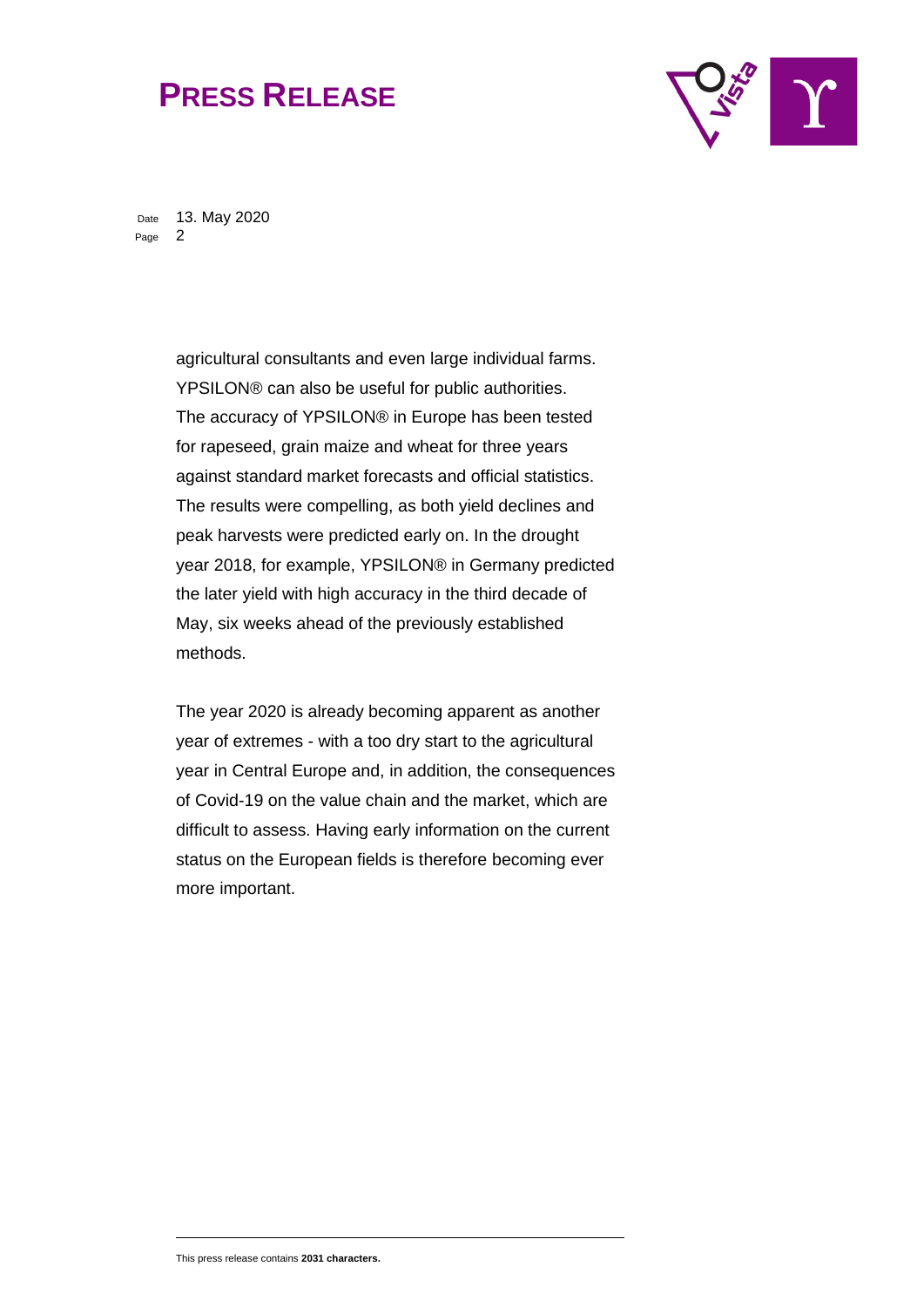agricultural consultants and even large individual farms. YPSILON® can also be useful for public authorities. The accuracy of YPSILON® in Europe has been tested for rapeseed, grain maize and wheat for three years against standard market forecasts and official statistics. The results were compelling, as both yield declines and peak harvests were predicted early on. In the drought year 2018, for example, YPSILON® in Germany predicted the later yield with high accuracy in the third decade of May, six weeks ahead of the previously established methods.

The year 2020 is already becoming apparent as another year of extremes - with a too dry start to the agricultural year in Central Europe and, in addition, the consequences of Covid-19 on the value chain and the market, which are difficult to assess. Having early information on the current status on the European fields is therefore becoming ever more important.

This press release contains **2031 characters.**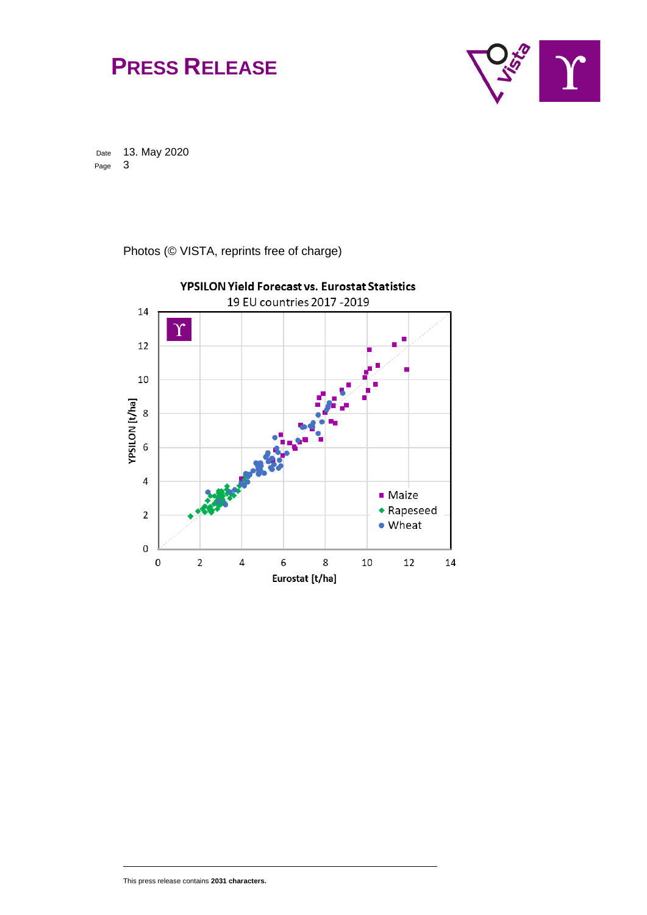# Press Release

Date 13. May 2020

Photos (© VISTA, reprints free of charge)

**YPSILON Yield Forecast vs. Eurostat Statistics**

19 EU countries 2017 -2019

This press release contains **2031 characters.**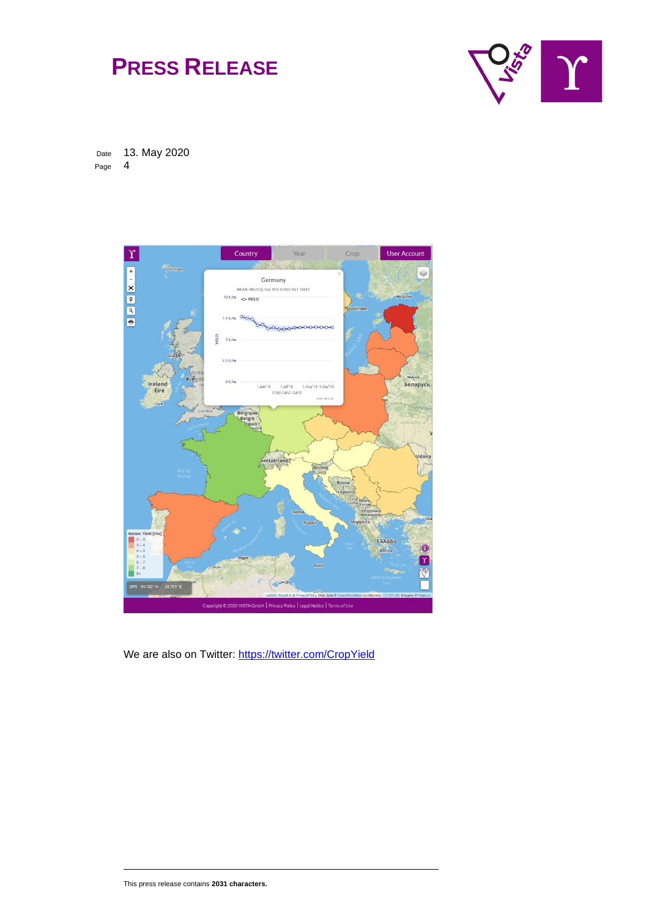# PRESS RELEASE

Date 13. May 2020

We are also on Twitter: https://twitter.com/CropYield

This press release contains **2031 characters.**